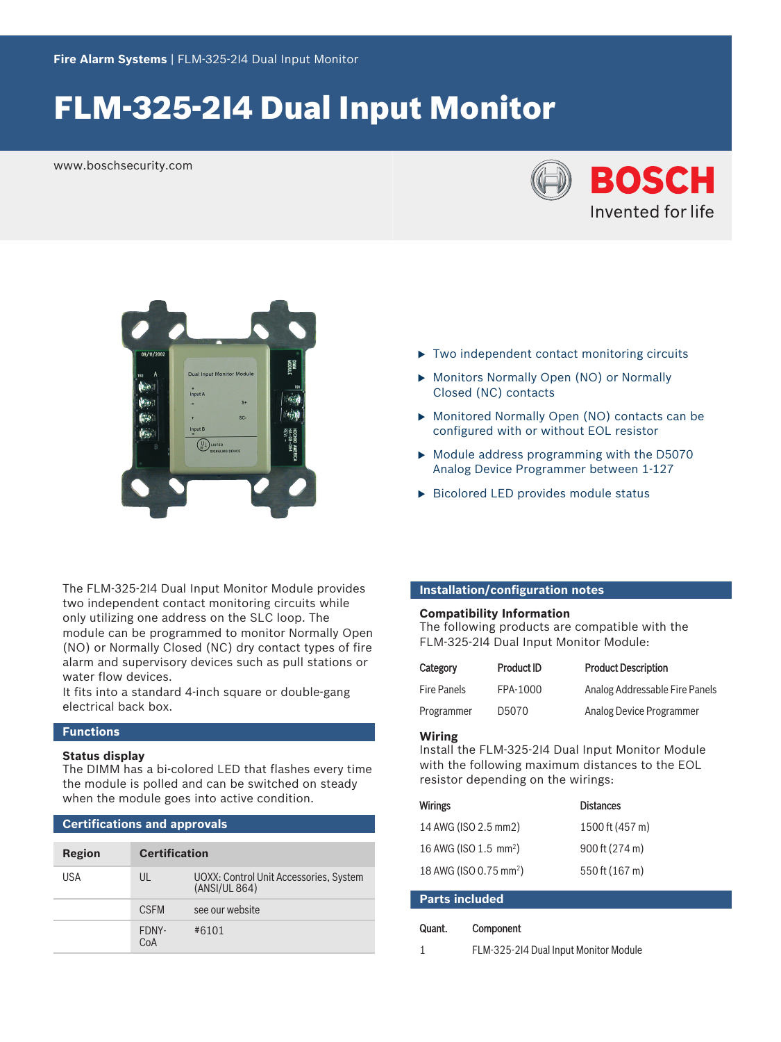Fire Alarm Systems | FLM-325-2I4 Dual Input Monitor

# FLM-325-2I4 Dual Input Monitor

www.boschsecurity.com

- Two independent contact monitoring circuits
- Monitors Normally Open (NO) or Normally Closed (NC) contacts
- Monitored Normally Open (NO) contacts can be configured with or without EOL resistor
- Module address programming with the D5070 Analog Device Programmer between 1-127
- Bicolored LED provides module status

The FLM-325-2I4 Dual Input Monitor Module provides two independent contact monitoring circuits while only utilizing one address on the SLC loop. The module can be programmed to monitor Normally Open (NO) or Normally Closed (NC) dry contact types of fire alarm and supervisory devices such as pull stations or water flow devices.
It fits into a standard 4-inch square or double-gang electrical back box.

## Functions

### Status display

The DIMM has a bi-colored LED that flashes every time the module is polled and can be switched on steady when the module goes into active condition.

## Certifications and approvals

| Region | Certification | |
|---|---|---|
| USA | UL | UOXX: Control Unit Accessories, System (ANSI/UL 864) |
| | CSFM | see our website |
| | FDNY-CoA | #6101 |

## Installation/configuration notes

### Compatibility Information

The following products are compatible with the FLM-325-2I4 Dual Input Monitor Module:

| Category | Product ID | Product Description |
|---|---|---|
| Fire Panels | FPA-1000 | Analog Addressable Fire Panels |
| Programmer | D5070 | Analog Device Programmer |

### Wiring

Install the FLM-325-2I4 Dual Input Monitor Module with the following maximum distances to the EOL resistor depending on the wirings:

| Wirings | Distances |
|---|---|
| 14 AWG (ISO 2.5 mm2) | 1500 ft (457 m) |
| 16 AWG (ISO 1.5 $mm^2$) | 900 ft (274 m) |
| 18 AWG (ISO 0.75 $mm^2$) | 550 ft (167 m) |

## Parts included

| Quant. | Component |
|---|---|
| 1 | FLM-325-2I4 Dual Input Monitor Module |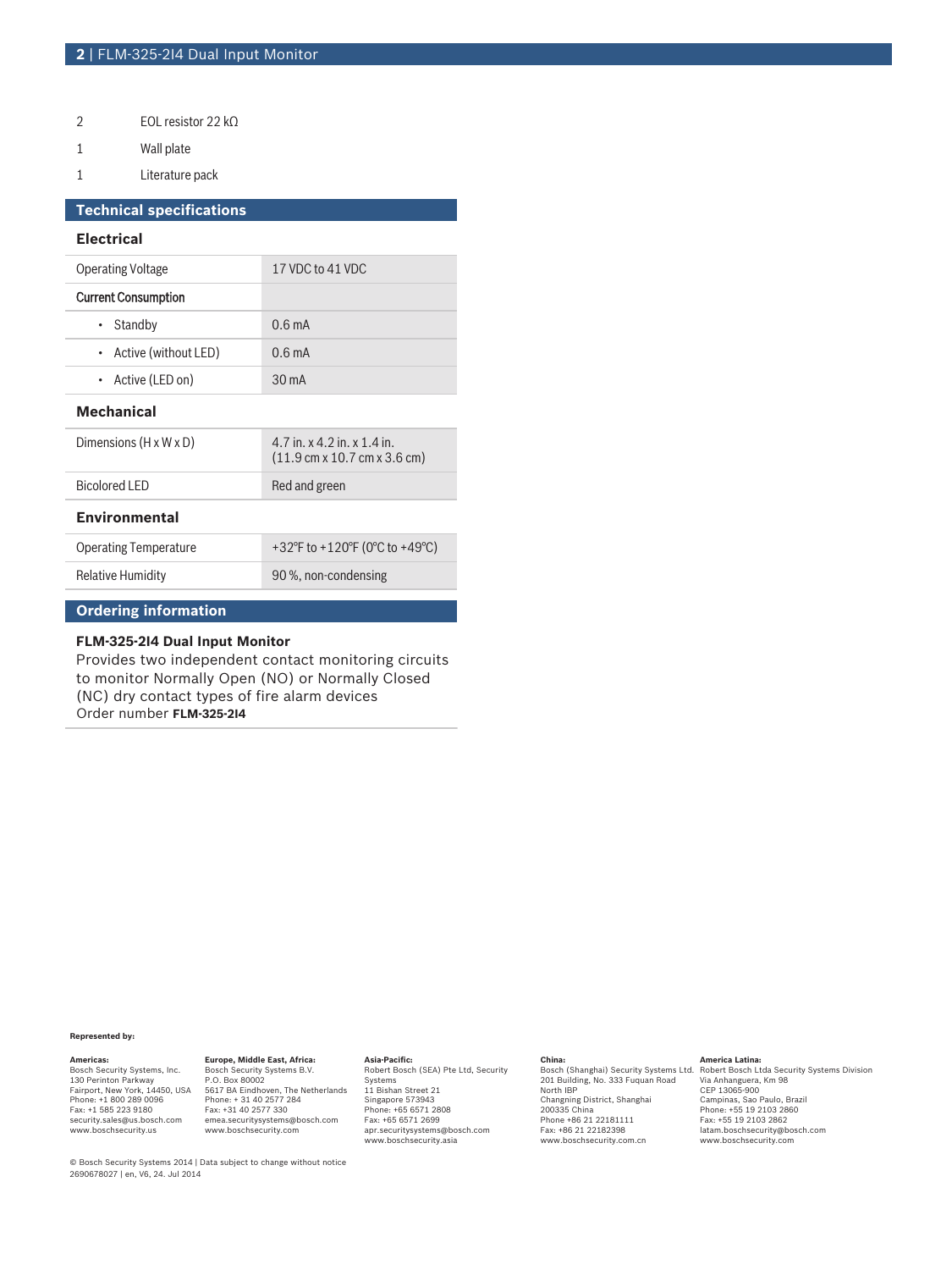| | |
|---|---|
| 2 | EOL resistor 22 kΩ |
| 1 | Wall plate |
| 1 | Literature pack |

## Technical specifications

### Electrical

| | |
|---|---|
| Operating Voltage | 17 VDC to 41 VDC |
| **Current Consumption** | |
| • Standby | 0.6 mA |
| • Active (without LED) | 0.6 mA |
| • Active (LED on) | 30 mA |

### Mechanical

| | |
|---|---|
| Dimensions (H x W x D) | 4.7 in. x 4.2 in. x 1.4 in. (11.9 cm x 10.7 cm x 3.6 cm) |
| Bicolored LED | Red and green |

### Environmental

| | |
|---|---|
| Operating Temperature | +32°F to +120°F (0°C to +49°C) |
| Relative Humidity | 90 %, non-condensing |

## Ordering information

**FLM-325-2I4 Dual Input Monitor**
Provides two independent contact monitoring circuits to monitor Normally Open (NO) or Normally Closed (NC) dry contact types of fire alarm devices
Order number **FLM-325-2I4**

**Represented by:**

**Americas:**
Bosch Security Systems, Inc.
130 Perinton Parkway
Fairport, New York, 14450, USA
Phone: +1 800 289 0096
Fax: +1 585 223 9180
security.sales@us.bosch.com
www.boschsecurity.us

**Europe, Middle East, Africa:**
Bosch Security Systems B.V.
P.O. Box 80002
5617 BA Eindhoven, The Netherlands
Phone: + 31 40 2577 284
Fax: +31 40 2577 330
emea.securitysystems@bosch.com
www.boschsecurity.com

**Asia-Pacific:**
Robert Bosch (SEA) Pte Ltd, Security Systems
11 Bishan Street 21
Singapore 573943
Phone: +65 6571 2808
Fax: +65 6571 2699
apr.securitysystems@bosch.com
www.boschsecurity.asia

**China:**
Bosch (Shanghai) Security Systems Ltd.
201 Building, No. 333 Fuquan Road
North IBP
Changning District, Shanghai
200335 China
Phone +86 21 22181111
Fax: +86 21 22182398
www.boschsecurity.com.cn

**America Latina:**
Robert Bosch Ltda Security Systems Division
Via Anhanguera, Km 98
CEP 13065-900
Campinas, Sao Paulo, Brazil
Phone: +55 19 2103 2860
Fax: +55 19 2103 2862
latam.boschsecurity@bosch.com
www.boschsecurity.com

© Bosch Security Systems 2014 | Data subject to change without notice
2690678027 | en, V6, 24. Jul 2014